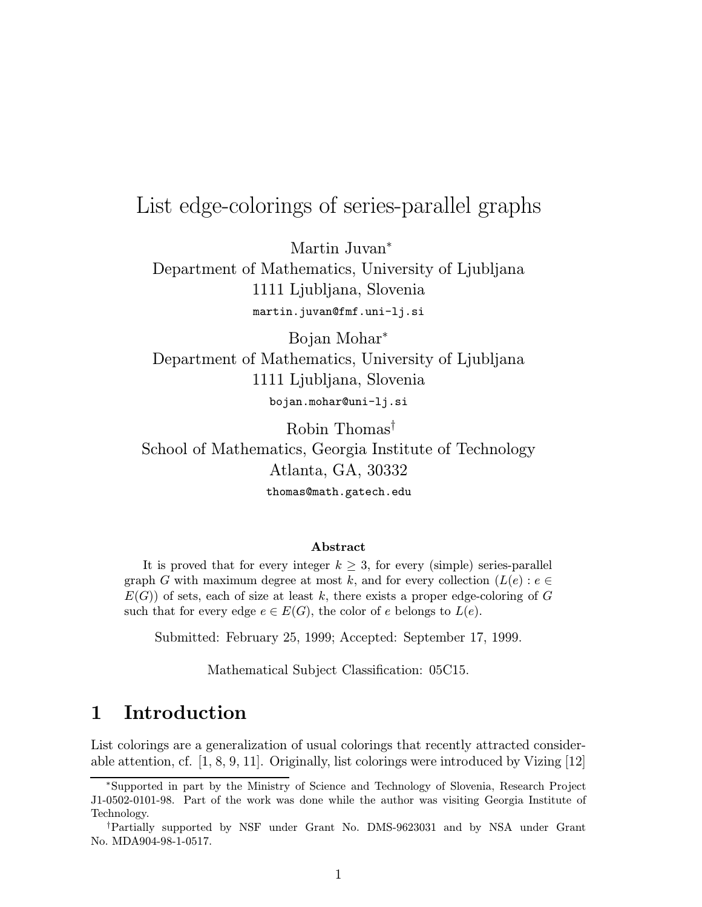# List edge-colorings of series-parallel graphs

Martin Juvan[*]
Department of Mathematics, University of Ljubljana
1111 Ljubljana, Slovenia
martin.juvan@fmf.uni-lj.si

Bojan Mohar[*]
Department of Mathematics, University of Ljubljana
1111 Ljubljana, Slovenia
bojan.mohar@uni-lj.si

Robin Thomas[†]
School of Mathematics, Georgia Institute of Technology
Atlanta, GA, 30332
thomas@math.gatech.edu

### Abstract

It is proved that for every integer $k \geq 3$, for every (simple) series-parallel graph $G$ with maximum degree at most $k$, and for every collection $(L(e) : e \in E(G))$ of sets, each of size at least $k$, there exists a proper edge-coloring of $G$ such that for every edge $e \in E(G)$, the color of $e$ belongs to $L(e)$.

Submitted: February 25, 1999; Accepted: September 17, 1999.

Mathematical Subject Classification: 05C15.

## 1 Introduction

List colorings are a generalization of usual colorings that recently attracted considerable attention, cf. [1, 8, 9, 11]. Originally, list colorings were introduced by Vizing [12]

[*]Supported in part by the Ministry of Science and Technology of Slovenia, Research Project J1-0502-0101-98. Part of the work was done while the author was visiting Georgia Institute of Technology.

[†]Partially supported by NSF under Grant No. DMS-9623031 and by NSA under Grant No. MDA904-98-1-0517.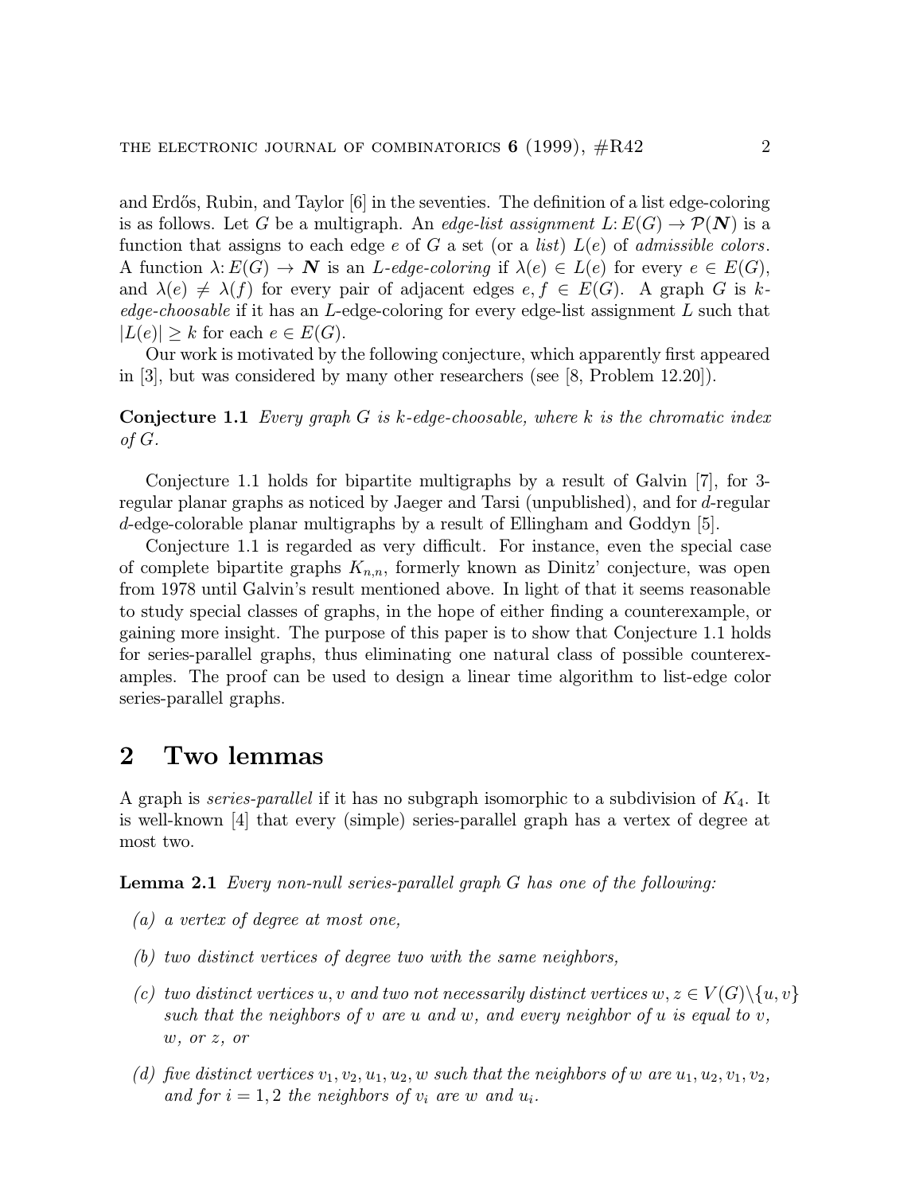and Erdős, Rubin, and Taylor [6] in the seventies. The definition of a list edge-coloring is as follows. Let $G$ be a multigraph. An *edge-list assignment* $L\colon E(G) \to \mathcal{P}(\boldsymbol{N})$ is a function that assigns to each edge $e$ of $G$ a set (or a *list*) $L(e)$ of *admissible colors*. A function $\lambda\colon E(G) \to \boldsymbol{N}$ is an *$L$-edge-coloring* if $\lambda(e) \in L(e)$ for every $e \in E(G)$, and $\lambda(e) \neq \lambda(f)$ for every pair of adjacent edges $e, f \in E(G)$. A graph $G$ is *$k$-edge-choosable* if it has an $L$-edge-coloring for every edge-list assignment $L$ such that $|L(e)| \geq k$ for each $e \in E(G)$.

Our work is motivated by the following conjecture, which apparently first appeared in [3], but was considered by many other researchers (see [8, Problem 12.20]).

**Conjecture 1.1** *Every graph $G$ is $k$-edge-choosable, where $k$ is the chromatic index of $G$.*

Conjecture 1.1 holds for bipartite multigraphs by a result of Galvin [7], for 3-regular planar graphs as noticed by Jaeger and Tarsi (unpublished), and for $d$-regular $d$-edge-colorable planar multigraphs by a result of Ellingham and Goddyn [5].

Conjecture 1.1 is regarded as very difficult. For instance, even the special case of complete bipartite graphs $K_{n,n}$, formerly known as Dinitz' conjecture, was open from 1978 until Galvin's result mentioned above. In light of that it seems reasonable to study special classes of graphs, in the hope of either finding a counterexample, or gaining more insight. The purpose of this paper is to show that Conjecture 1.1 holds for series-parallel graphs, thus eliminating one natural class of possible counterexamples. The proof can be used to design a linear time algorithm to list-edge color series-parallel graphs.

## 2 Two lemmas

A graph is *series-parallel* if it has no subgraph isomorphic to a subdivision of $K_4$. It is well-known [4] that every (simple) series-parallel graph has a vertex of degree at most two.

**Lemma 2.1** *Every non-null series-parallel graph $G$ has one of the following:*

- *(a) a vertex of degree at most one,*
- *(b) two distinct vertices of degree two with the same neighbors,*
- *(c) two distinct vertices $u, v$ and two not necessarily distinct vertices $w, z \in V(G)\backslash\{u, v\}$ such that the neighbors of $v$ are $u$ and $w$, and every neighbor of $u$ is equal to $v$, $w$, or $z$, or*
- *(d) five distinct vertices $v_1, v_2, u_1, u_2, w$ such that the neighbors of $w$ are $u_1, u_2, v_1, v_2$, and for $i = 1, 2$ the neighbors of $v_i$ are $w$ and $u_i$.*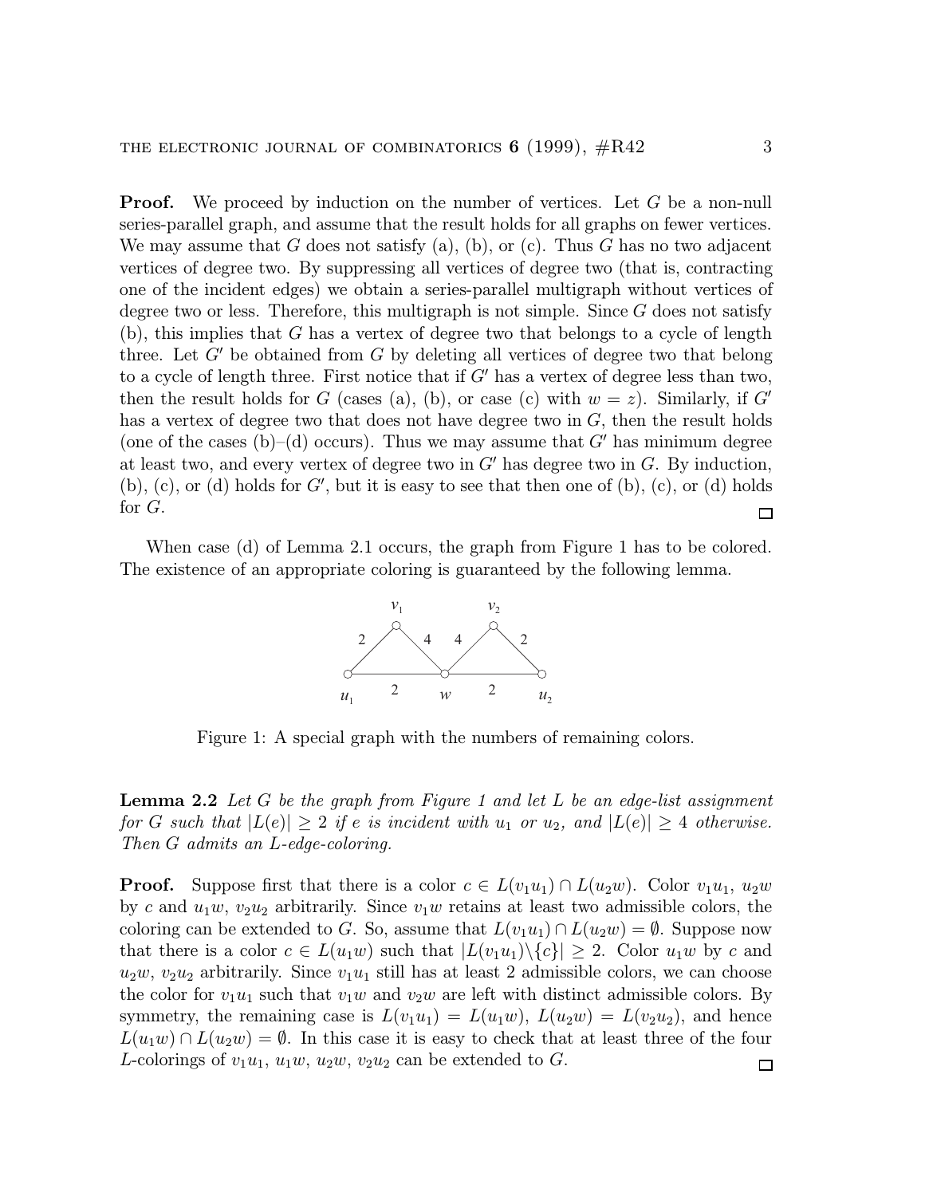**Proof.** We proceed by induction on the number of vertices. Let $G$ be a non-null series-parallel graph, and assume that the result holds for all graphs on fewer vertices. We may assume that $G$ does not satisfy (a), (b), or (c). Thus $G$ has no two adjacent vertices of degree two. By suppressing all vertices of degree two (that is, contracting one of the incident edges) we obtain a series-parallel multigraph without vertices of degree two or less. Therefore, this multigraph is not simple. Since $G$ does not satisfy (b), this implies that $G$ has a vertex of degree two that belongs to a cycle of length three. Let $G'$ be obtained from $G$ by deleting all vertices of degree two that belong to a cycle of length three. First notice that if $G'$ has a vertex of degree less than two, then the result holds for $G$ (cases (a), (b), or case (c) with $w = z$). Similarly, if $G'$ has a vertex of degree two that does not have degree two in $G$, then the result holds (one of the cases (b)–(d) occurs). Thus we may assume that $G'$ has minimum degree at least two, and every vertex of degree two in $G'$ has degree two in $G$. By induction, (b), (c), or (d) holds for $G'$, but it is easy to see that then one of (b), (c), or (d) holds for $G$. □

When case (d) of Lemma 2.1 occurs, the graph from Figure 1 has to be colored. The existence of an appropriate coloring is guaranteed by the following lemma.

Figure 1: A special graph with the numbers of remaining colors.

**Lemma 2.2** *Let $G$ be the graph from Figure 1 and let $L$ be an edge-list assignment for $G$ such that $|L(e)| \geq 2$ if $e$ is incident with $u_1$ or $u_2$, and $|L(e)| \geq 4$ otherwise. Then $G$ admits an $L$-edge-coloring.*

**Proof.** Suppose first that there is a color $c \in L(v_1u_1) \cap L(u_2w)$. Color $v_1u_1$, $u_2w$ by $c$ and $u_1w$, $v_2u_2$ arbitrarily. Since $v_1w$ retains at least two admissible colors, the coloring can be extended to $G$. So, assume that $L(v_1u_1) \cap L(u_2w) = \emptyset$. Suppose now that there is a color $c \in L(u_1w)$ such that $|L(v_1u_1) \backslash \{c\}| \geq 2$. Color $u_1w$ by $c$ and $u_2w$, $v_2u_2$ arbitrarily. Since $v_1u_1$ still has at least 2 admissible colors, we can choose the color for $v_1u_1$ such that $v_1w$ and $v_2w$ are left with distinct admissible colors. By symmetry, the remaining case is $L(v_1u_1) = L(u_1w)$, $L(u_2w) = L(v_2u_2)$, and hence $L(u_1w) \cap L(u_2w) = \emptyset$. In this case it is easy to check that at least three of the four $L$-colorings of $v_1u_1$, $u_1w$, $u_2w$, $v_2u_2$ can be extended to $G$. □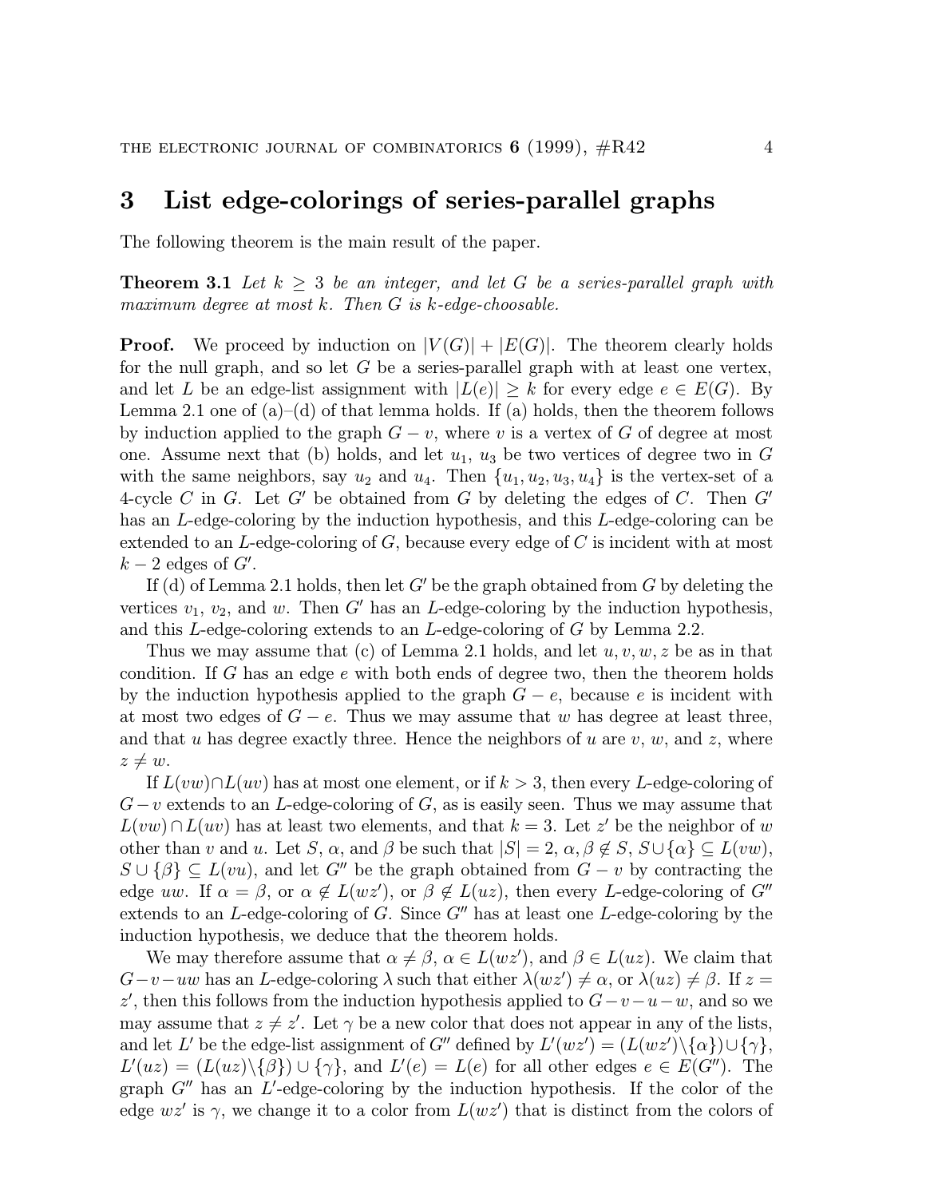## 3 List edge-colorings of series-parallel graphs

The following theorem is the main result of the paper.

**Theorem 3.1** *Let $k \geq 3$ be an integer, and let $G$ be a series-parallel graph with maximum degree at most $k$. Then $G$ is $k$-edge-choosable.*

**Proof.** We proceed by induction on $|V(G)| + |E(G)|$. The theorem clearly holds for the null graph, and so let $G$ be a series-parallel graph with at least one vertex, and let $L$ be an edge-list assignment with $|L(e)| \geq k$ for every edge $e \in E(G)$. By Lemma 2.1 one of (a)–(d) of that lemma holds. If (a) holds, then the theorem follows by induction applied to the graph $G - v$, where $v$ is a vertex of $G$ of degree at most one. Assume next that (b) holds, and let $u_1$, $u_3$ be two vertices of degree two in $G$ with the same neighbors, say $u_2$ and $u_4$. Then $\{u_1, u_2, u_3, u_4\}$ is the vertex-set of a 4-cycle $C$ in $G$. Let $G'$ be obtained from $G$ by deleting the edges of $C$. Then $G'$ has an $L$-edge-coloring by the induction hypothesis, and this $L$-edge-coloring can be extended to an $L$-edge-coloring of $G$, because every edge of $C$ is incident with at most $k - 2$ edges of $G'$.

If (d) of Lemma 2.1 holds, then let $G'$ be the graph obtained from $G$ by deleting the vertices $v_1$, $v_2$, and $w$. Then $G'$ has an $L$-edge-coloring by the induction hypothesis, and this $L$-edge-coloring extends to an $L$-edge-coloring of $G$ by Lemma 2.2.

Thus we may assume that (c) of Lemma 2.1 holds, and let $u, v, w, z$ be as in that condition. If $G$ has an edge $e$ with both ends of degree two, then the theorem holds by the induction hypothesis applied to the graph $G - e$, because $e$ is incident with at most two edges of $G - e$. Thus we may assume that $w$ has degree at least three, and that $u$ has degree exactly three. Hence the neighbors of $u$ are $v$, $w$, and $z$, where $z \neq w$.

If $L(vw) \cap L(uv)$ has at most one element, or if $k > 3$, then every $L$-edge-coloring of $G - v$ extends to an $L$-edge-coloring of $G$, as is easily seen. Thus we may assume that $L(vw) \cap L(uv)$ has at least two elements, and that $k = 3$. Let $z'$ be the neighbor of $w$ other than $v$ and $u$. Let $S$, $\alpha$, and $\beta$ be such that $|S| = 2$, $\alpha, \beta \notin S$, $S \cup \{\alpha\} \subseteq L(vw)$, $S \cup \{\beta\} \subseteq L(vu)$, and let $G''$ be the graph obtained from $G - v$ by contracting the edge $uw$. If $\alpha = \beta$, or $\alpha \notin L(wz')$, or $\beta \notin L(uz)$, then every $L$-edge-coloring of $G''$ extends to an $L$-edge-coloring of $G$. Since $G''$ has at least one $L$-edge-coloring by the induction hypothesis, we deduce that the theorem holds.

We may therefore assume that $\alpha \neq \beta$, $\alpha \in L(wz')$, and $\beta \in L(uz)$. We claim that $G - v - uw$ has an $L$-edge-coloring $\lambda$ such that either $\lambda(wz') \neq \alpha$, or $\lambda(uz) \neq \beta$. If $z = z'$, then this follows from the induction hypothesis applied to $G - v - u - w$, and so we may assume that $z \neq z'$. Let $\gamma$ be a new color that does not appear in any of the lists, and let $L'$ be the edge-list assignment of $G''$ defined by $L'(wz') = (L(wz') \backslash \{\alpha\}) \cup \{\gamma\}$, $L'(uz) = (L(uz) \backslash \{\beta\}) \cup \{\gamma\}$, and $L'(e) = L(e)$ for all other edges $e \in E(G'')$. The graph $G''$ has an $L'$-edge-coloring by the induction hypothesis. If the color of the edge $wz'$ is $\gamma$, we change it to a color from $L(wz')$ that is distinct from the colors of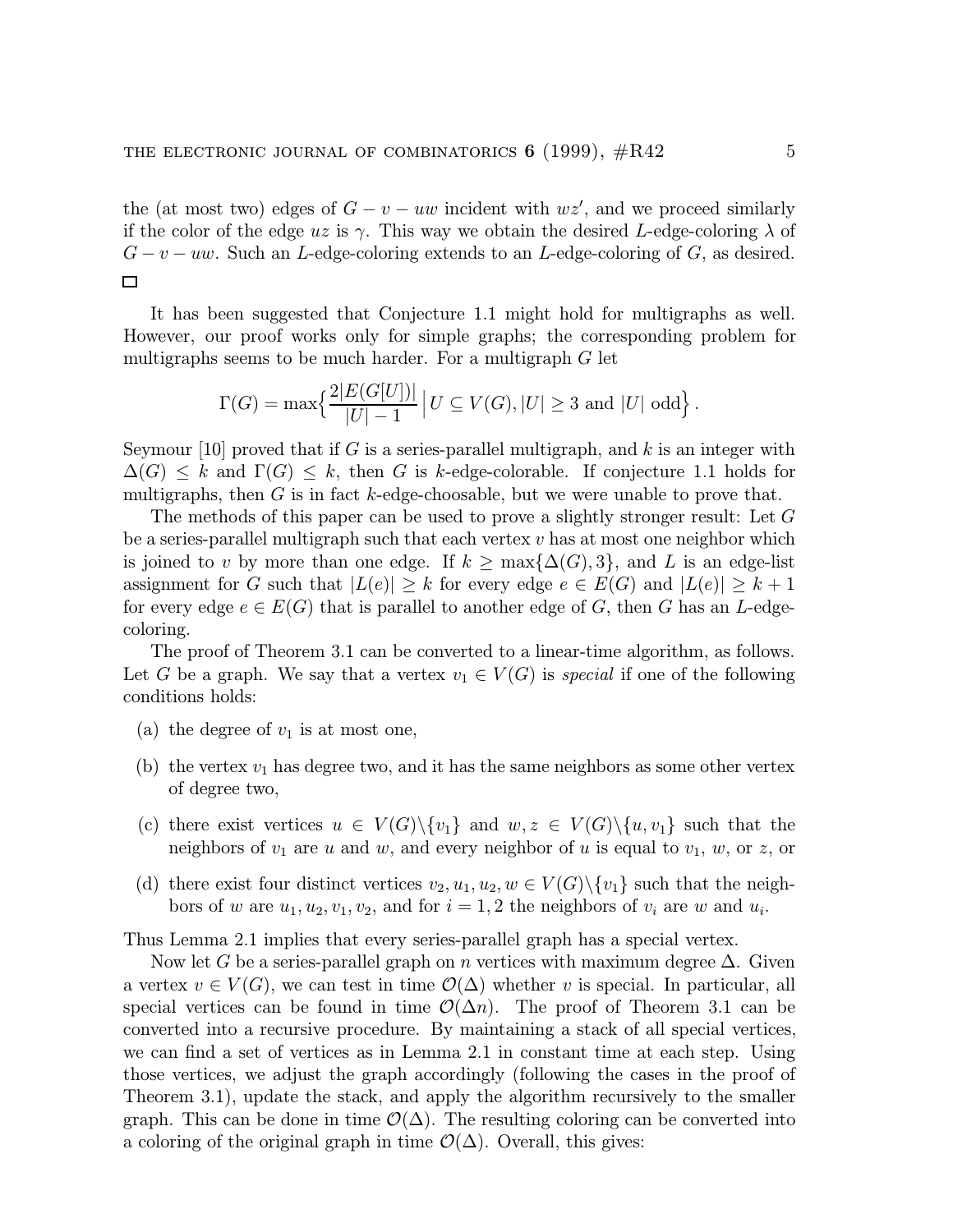the (at most two) edges of $G - v - uw$ incident with $wz'$, and we proceed similarly if the color of the edge $uz$ is $\gamma$. This way we obtain the desired $L$-edge-coloring $\lambda$ of $G - v - uw$. Such an $L$-edge-coloring extends to an $L$-edge-coloring of $G$, as desired. □

It has been suggested that Conjecture 1.1 might hold for multigraphs as well. However, our proof works only for simple graphs; the corresponding problem for multigraphs seems to be much harder. For a multigraph $G$ let

$$\Gamma(G) = \max\Big\{ \frac{2|E(G[U])|}{|U|-1} \,\Big|\, U \subseteq V(G), |U| \geq 3 \text{ and } |U| \text{ odd} \Big\}.$$

Seymour [10] proved that if $G$ is a series-parallel multigraph, and $k$ is an integer with $\Delta(G) \leq k$ and $\Gamma(G) \leq k$, then $G$ is $k$-edge-colorable. If conjecture 1.1 holds for multigraphs, then $G$ is in fact $k$-edge-choosable, but we were unable to prove that.

The methods of this paper can be used to prove a slightly stronger result: Let $G$ be a series-parallel multigraph such that each vertex $v$ has at most one neighbor which is joined to $v$ by more than one edge. If $k \geq \max\{\Delta(G), 3\}$, and $L$ is an edge-list assignment for $G$ such that $|L(e)| \geq k$ for every edge $e \in E(G)$ and $|L(e)| \geq k+1$ for every edge $e \in E(G)$ that is parallel to another edge of $G$, then $G$ has an $L$-edge-coloring.

The proof of Theorem 3.1 can be converted to a linear-time algorithm, as follows. Let $G$ be a graph. We say that a vertex $v_1 \in V(G)$ is *special* if one of the following conditions holds:

(a) the degree of $v_1$ is at most one,

(b) the vertex $v_1$ has degree two, and it has the same neighbors as some other vertex of degree two,

(c) there exist vertices $u \in V(G)\backslash\{v_1\}$ and $w, z \in V(G)\backslash\{u, v_1\}$ such that the neighbors of $v_1$ are $u$ and $w$, and every neighbor of $u$ is equal to $v_1$, $w$, or $z$, or

(d) there exist four distinct vertices $v_2, u_1, u_2, w \in V(G)\backslash\{v_1\}$ such that the neighbors of $w$ are $u_1, u_2, v_1, v_2$, and for $i = 1, 2$ the neighbors of $v_i$ are $w$ and $u_i$.

Thus Lemma 2.1 implies that every series-parallel graph has a special vertex.

Now let $G$ be a series-parallel graph on $n$ vertices with maximum degree $\Delta$. Given a vertex $v \in V(G)$, we can test in time $\mathcal{O}(\Delta)$ whether $v$ is special. In particular, all special vertices can be found in time $\mathcal{O}(\Delta n)$. The proof of Theorem 3.1 can be converted into a recursive procedure. By maintaining a stack of all special vertices, we can find a set of vertices as in Lemma 2.1 in constant time at each step. Using those vertices, we adjust the graph accordingly (following the cases in the proof of Theorem 3.1), update the stack, and apply the algorithm recursively to the smaller graph. This can be done in time $\mathcal{O}(\Delta)$. The resulting coloring can be converted into a coloring of the original graph in time $\mathcal{O}(\Delta)$. Overall, this gives: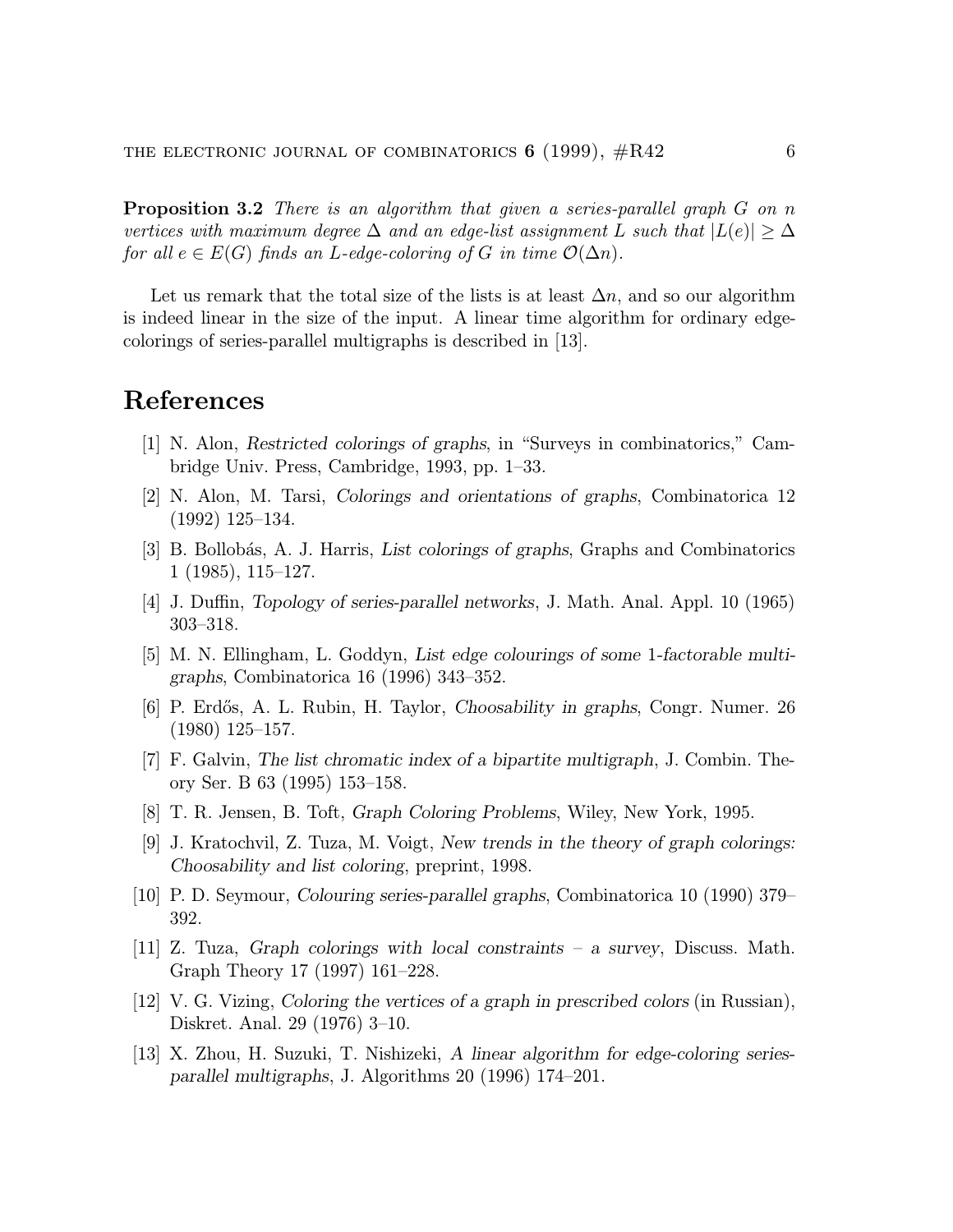**Proposition 3.2** *There is an algorithm that given a series-parallel graph $G$ on $n$ vertices with maximum degree $\Delta$ and an edge-list assignment $L$ such that $|L(e)| \geq \Delta$ for all $e \in E(G)$ finds an $L$-edge-coloring of $G$ in time $\mathcal{O}(\Delta n)$.*

Let us remark that the total size of the lists is at least $\Delta n$, and so our algorithm is indeed linear in the size of the input. A linear time algorithm for ordinary edge-colorings of series-parallel multigraphs is described in [13].

# References

[1] N. Alon, *Restricted colorings of graphs*, in "Surveys in combinatorics," Cambridge Univ. Press, Cambridge, 1993, pp. 1–33.

[2] N. Alon, M. Tarsi, *Colorings and orientations of graphs*, Combinatorica 12 (1992) 125–134.

[3] B. Bollobás, A. J. Harris, *List colorings of graphs*, Graphs and Combinatorics 1 (1985), 115–127.

[4] J. Duffin, *Topology of series-parallel networks*, J. Math. Anal. Appl. 10 (1965) 303–318.

[5] M. N. Ellingham, L. Goddyn, *List edge colourings of some 1-factorable multigraphs*, Combinatorica 16 (1996) 343–352.

[6] P. Erdős, A. L. Rubin, H. Taylor, *Choosability in graphs*, Congr. Numer. 26 (1980) 125–157.

[7] F. Galvin, *The list chromatic index of a bipartite multigraph*, J. Combin. Theory Ser. B 63 (1995) 153–158.

[8] T. R. Jensen, B. Toft, *Graph Coloring Problems*, Wiley, New York, 1995.

[9] J. Kratochvil, Z. Tuza, M. Voigt, *New trends in the theory of graph colorings: Choosability and list coloring*, preprint, 1998.

[10] P. D. Seymour, *Colouring series-parallel graphs*, Combinatorica 10 (1990) 379–392.

[11] Z. Tuza, *Graph colorings with local constraints – a survey*, Discuss. Math. Graph Theory 17 (1997) 161–228.

[12] V. G. Vizing, *Coloring the vertices of a graph in prescribed colors* (in Russian), Diskret. Anal. 29 (1976) 3–10.

[13] X. Zhou, H. Suzuki, T. Nishizeki, *A linear algorithm for edge-coloring series-parallel multigraphs*, J. Algorithms 20 (1996) 174–201.